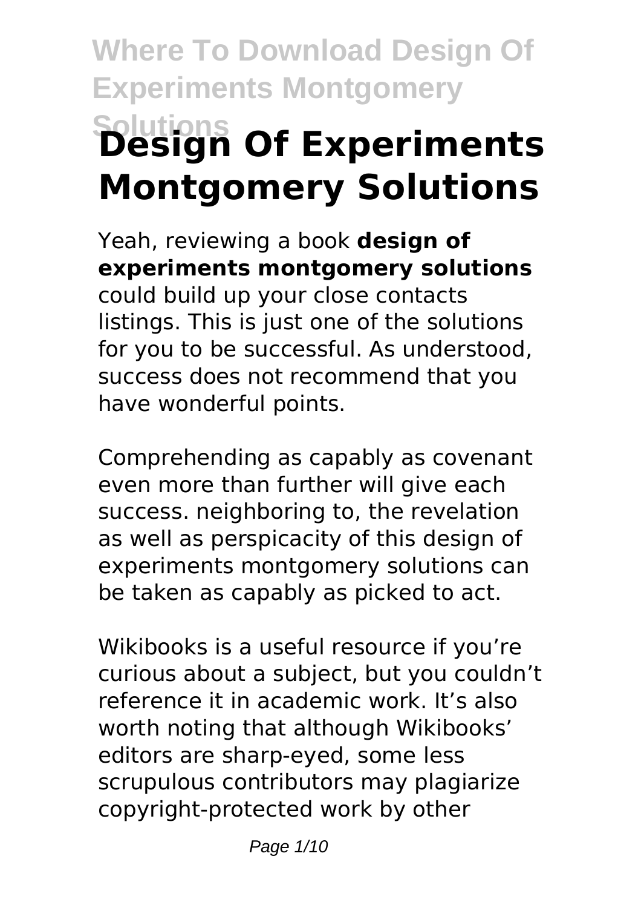# Design Of Experiments Montgomery Solutions

Yeah, reviewing a book **design of experiments montgomery solutions** could build up your close contacts listings. This is just one of the solutions for you to be successful. As understood, success does not recommend that you have wonderful points.

Comprehending as capably as covenant even more than further will give each success. neighboring to, the revelation as well as perspicacity of this design of experiments montgomery solutions can be taken as capably as picked to act.

Wikibooks is a useful resource if you're curious about a subject, but you couldn't reference it in academic work. It's also worth noting that although Wikibooks' editors are sharp-eyed, some less scrupulous contributors may plagiarize copyright-protected work by other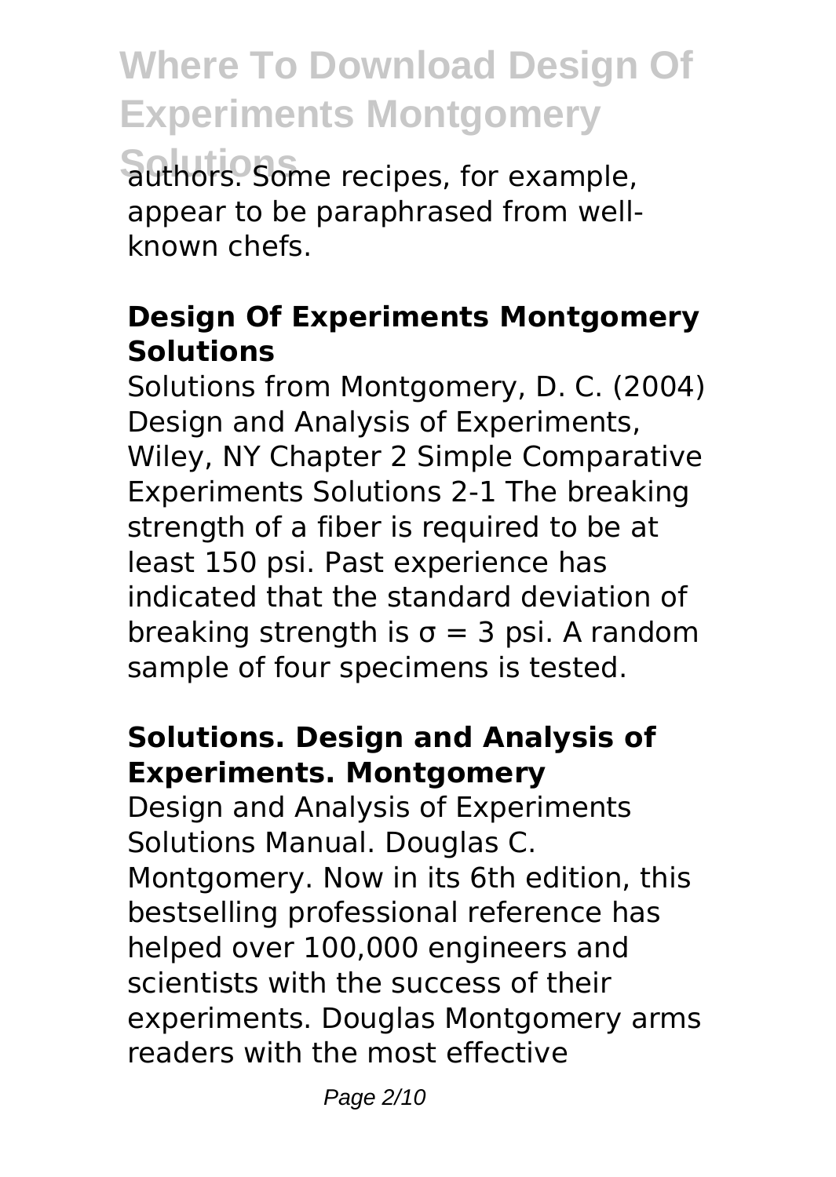authors. Some recipes, for example, appear to be paraphrased from well-known chefs.

### Design Of Experiments Montgomery Solutions

Solutions from Montgomery, D. C. (2004) Design and Analysis of Experiments, Wiley, NY Chapter 2 Simple Comparative Experiments Solutions 2-1 The breaking strength of a fiber is required to be at least 150 psi. Past experience has indicated that the standard deviation of breaking strength is $\sigma = 3$ psi. A random sample of four specimens is tested.

### Solutions. Design and Analysis of Experiments. Montgomery

Design and Analysis of Experiments Solutions Manual. Douglas C. Montgomery. Now in its 6th edition, this bestselling professional reference has helped over 100,000 engineers and scientists with the success of their experiments. Douglas Montgomery arms readers with the most effective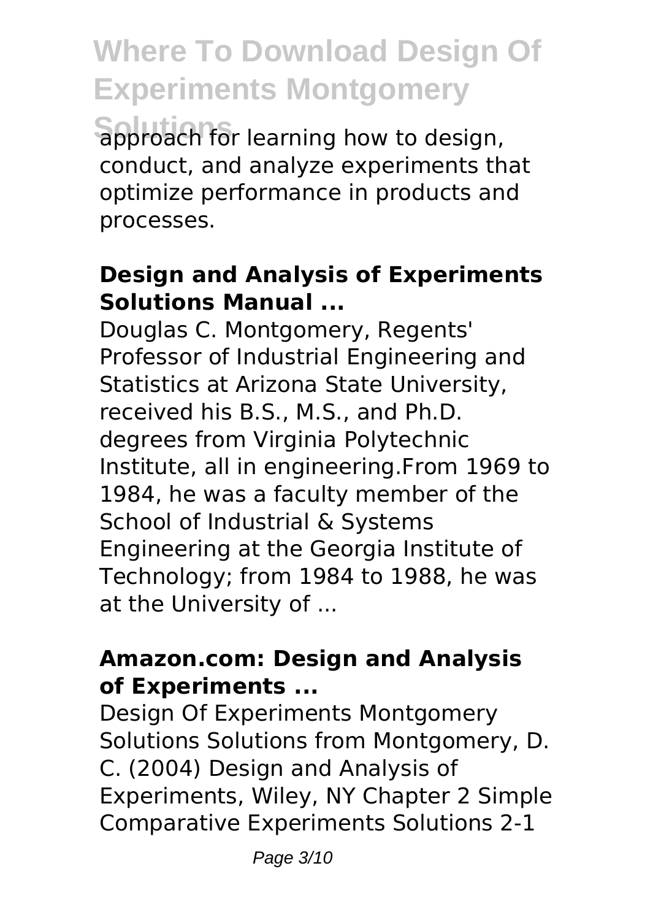approach for learning how to design, conduct, and analyze experiments that optimize performance in products and processes.

### Design and Analysis of Experiments Solutions Manual ...

Douglas C. Montgomery, Regents' Professor of Industrial Engineering and Statistics at Arizona State University, received his B.S., M.S., and Ph.D. degrees from Virginia Polytechnic Institute, all in engineering.From 1969 to 1984, he was a faculty member of the School of Industrial & Systems Engineering at the Georgia Institute of Technology; from 1984 to 1988, he was at the University of ...

### Amazon.com: Design and Analysis of Experiments ...

Design Of Experiments Montgomery Solutions Solutions from Montgomery, D. C. (2004) Design and Analysis of Experiments, Wiley, NY Chapter 2 Simple Comparative Experiments Solutions 2-1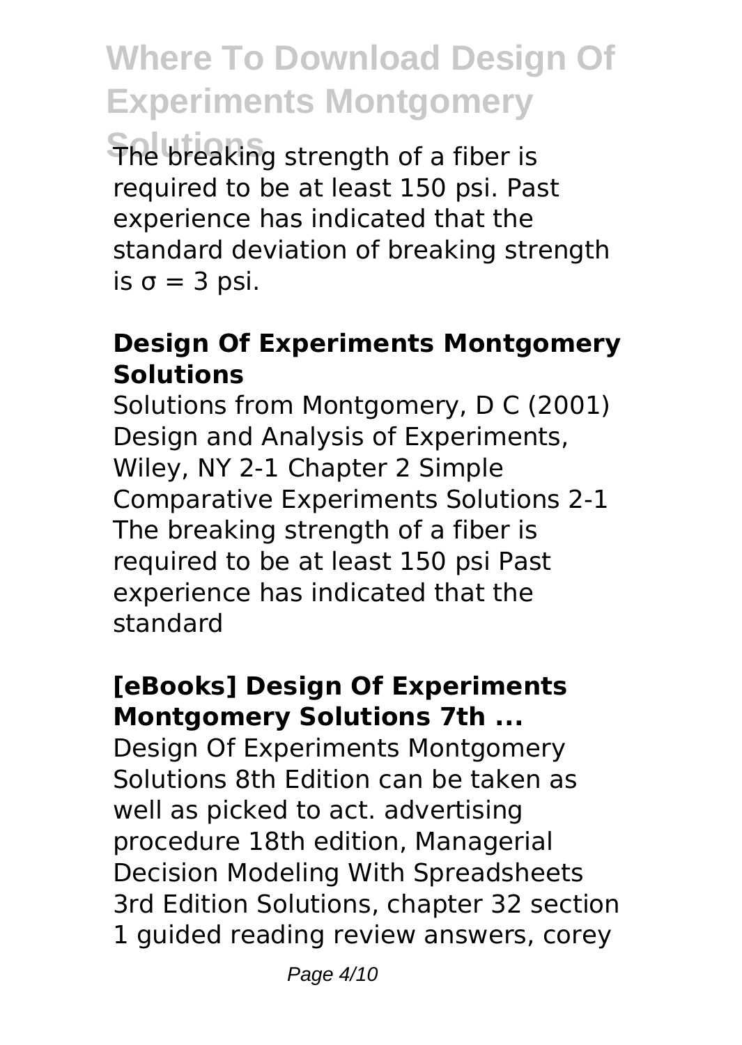The breaking strength of a fiber is required to be at least 150 psi. Past experience has indicated that the standard deviation of breaking strength is $\sigma = 3$ psi.

### Design Of Experiments Montgomery Solutions

Solutions from Montgomery, D C (2001) Design and Analysis of Experiments, Wiley, NY 2-1 Chapter 2 Simple Comparative Experiments Solutions 2-1 The breaking strength of a fiber is required to be at least 150 psi Past experience has indicated that the standard

### [eBooks] Design Of Experiments Montgomery Solutions 7th ...

Design Of Experiments Montgomery Solutions 8th Edition can be taken as well as picked to act. advertising procedure 18th edition, Managerial Decision Modeling With Spreadsheets 3rd Edition Solutions, chapter 32 section 1 guided reading review answers, corey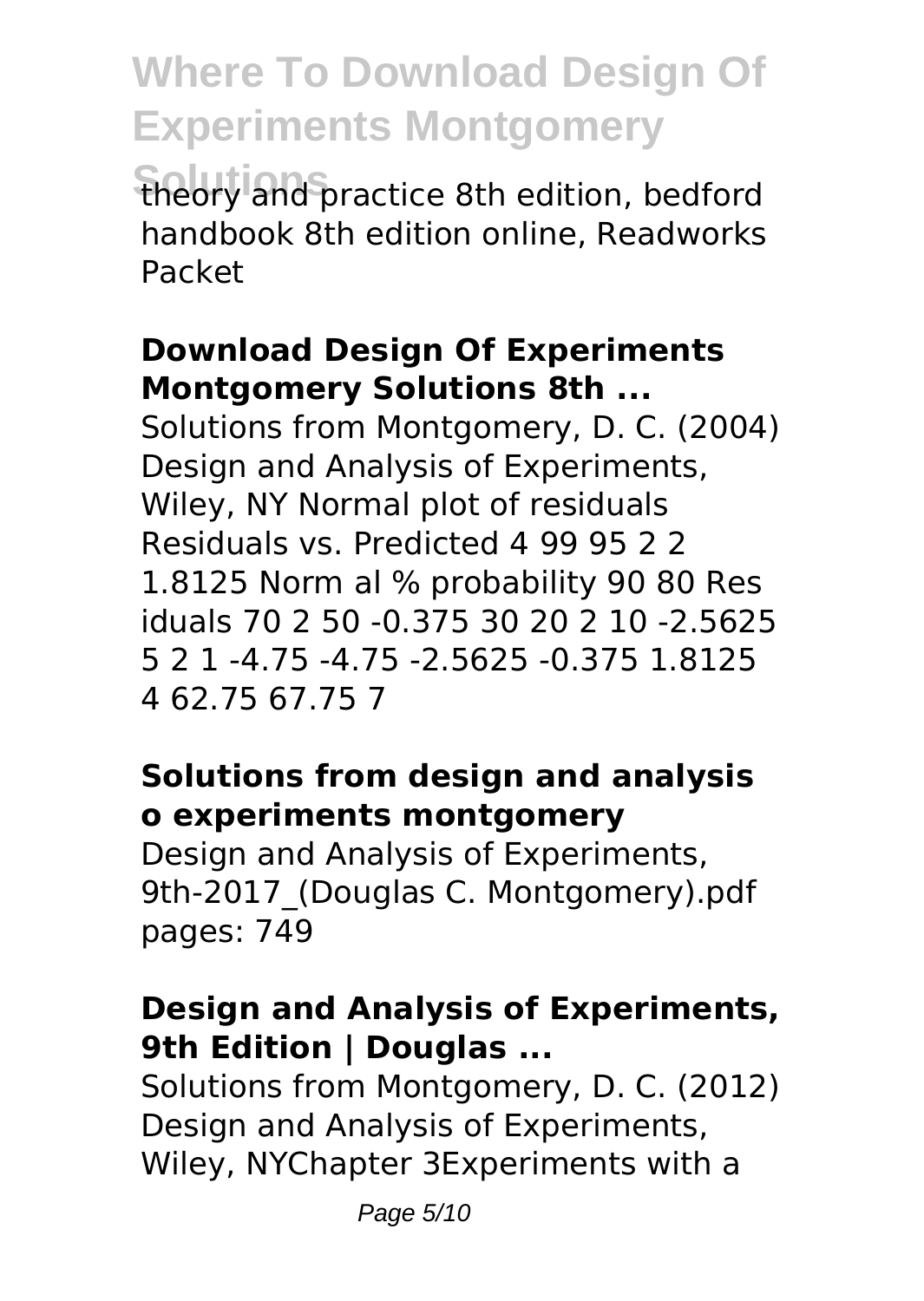theory and practice 8th edition, bedford handbook 8th edition online, Readworks Packet

### Download Design Of Experiments Montgomery Solutions 8th ...

Solutions from Montgomery, D. C. (2004) Design and Analysis of Experiments, Wiley, NY Normal plot of residuals Residuals vs. Predicted 4 99 95 2 2 1.8125 Norm al % probability 90 80 Res iduals 70 2 50 -0.375 30 20 2 10 -2.5625 5 2 1 -4.75 -4.75 -2.5625 -0.375 1.8125 4 62.75 67.75 7

### Solutions from design and analysis o experiments montgomery

Design and Analysis of Experiments, 9th-2017_(Douglas C. Montgomery).pdf pages: 749

### Design and Analysis of Experiments, 9th Edition | Douglas ...

Solutions from Montgomery, D. C. (2012) Design and Analysis of Experiments, Wiley, NYChapter 3Experiments with a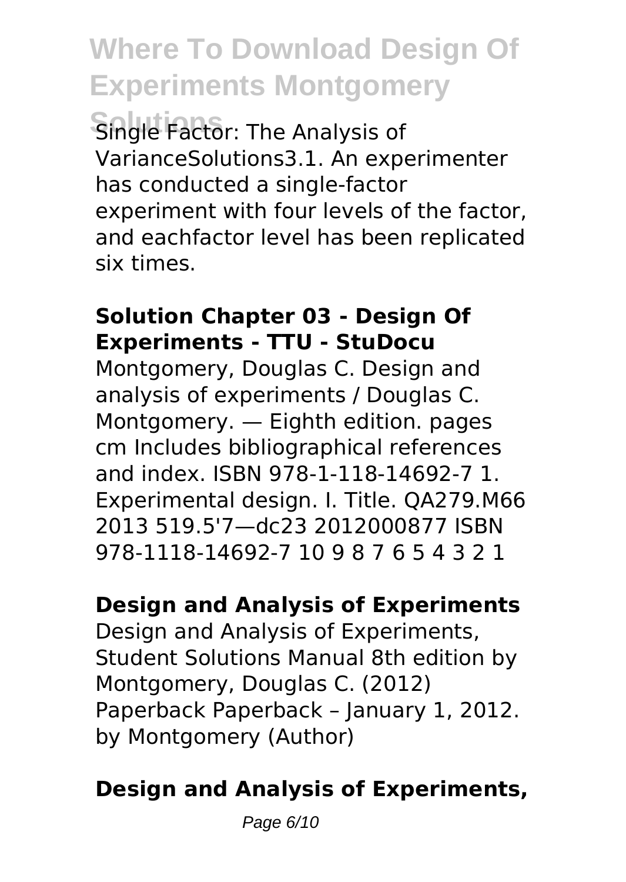Single Factor: The Analysis of VarianceSolutions3.1. An experimenter has conducted a single-factor experiment with four levels of the factor, and eachfactor level has been replicated six times.

### Solution Chapter 03 - Design Of Experiments - TTU - StuDocu

Montgomery, Douglas C. Design and analysis of experiments / Douglas C. Montgomery. — Eighth edition. pages cm Includes bibliographical references and index. ISBN 978-1-118-14692-7 1. Experimental design. I. Title. QA279.M66 2013 519.5'7—dc23 2012000877 ISBN 978-1118-14692-7 10 9 8 7 6 5 4 3 2 1

### Design and Analysis of Experiments

Design and Analysis of Experiments, Student Solutions Manual 8th edition by Montgomery, Douglas C. (2012) Paperback Paperback – January 1, 2012. by Montgomery (Author)

### Design and Analysis of Experiments,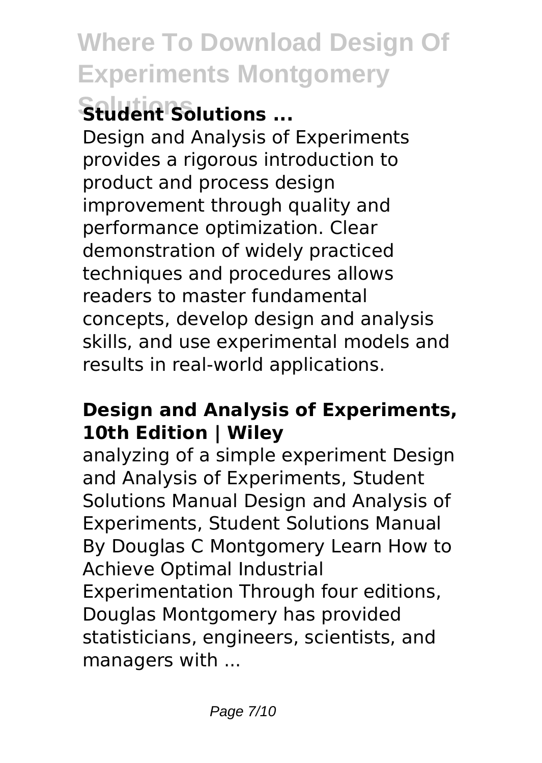### Student Solutions ...

Design and Analysis of Experiments provides a rigorous introduction to product and process design improvement through quality and performance optimization. Clear demonstration of widely practiced techniques and procedures allows readers to master fundamental concepts, develop design and analysis skills, and use experimental models and results in real-world applications.

### Design and Analysis of Experiments, 10th Edition | Wiley

analyzing of a simple experiment Design and Analysis of Experiments, Student Solutions Manual Design and Analysis of Experiments, Student Solutions Manual By Douglas C Montgomery Learn How to Achieve Optimal Industrial Experimentation Through four editions, Douglas Montgomery has provided statisticians, engineers, scientists, and managers with ...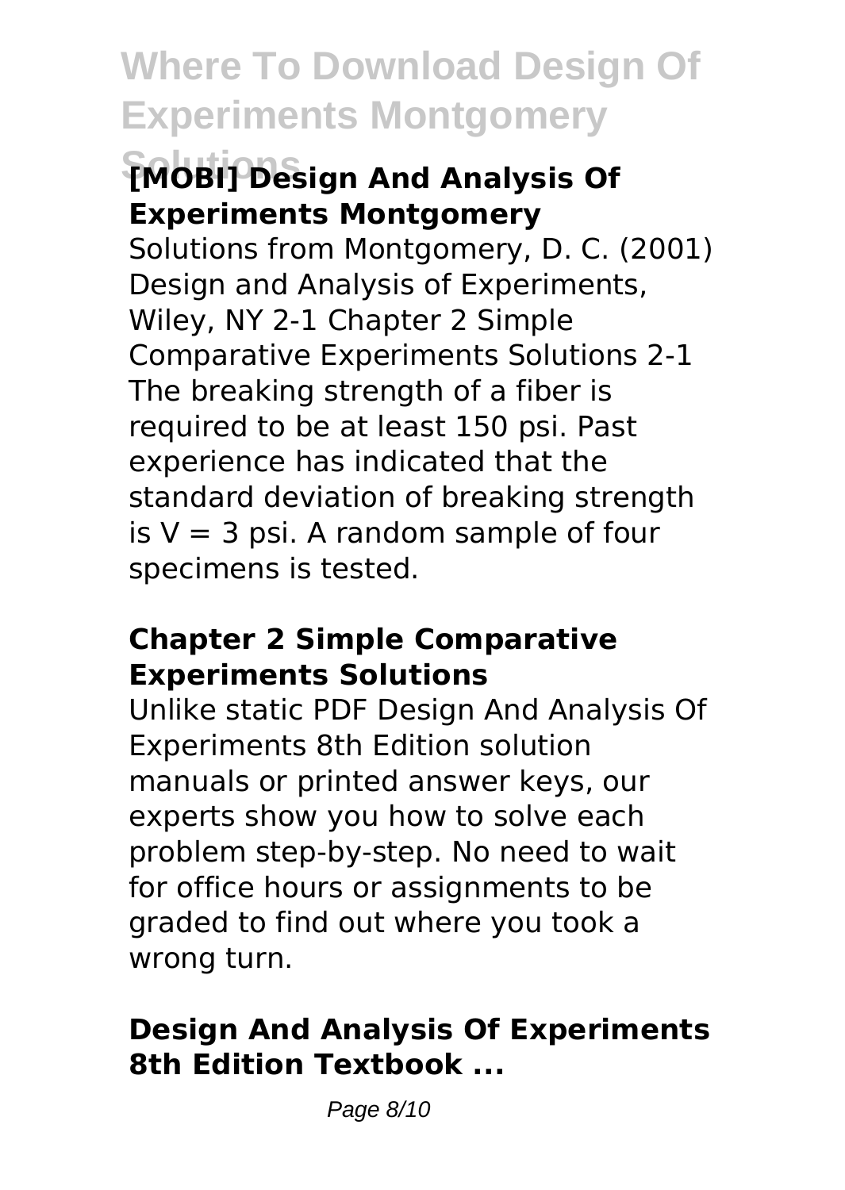## [MOBI] Design And Analysis Of Experiments Montgomery

Solutions from Montgomery, D. C. (2001) Design and Analysis of Experiments, Wiley, NY 2-1 Chapter 2 Simple Comparative Experiments Solutions 2-1 The breaking strength of a fiber is required to be at least 150 psi. Past experience has indicated that the standard deviation of breaking strength is V = 3 psi. A random sample of four specimens is tested.

## Chapter 2 Simple Comparative Experiments Solutions

Unlike static PDF Design And Analysis Of Experiments 8th Edition solution manuals or printed answer keys, our experts show you how to solve each problem step-by-step. No need to wait for office hours or assignments to be graded to find out where you took a wrong turn.

## Design And Analysis Of Experiments 8th Edition Textbook ...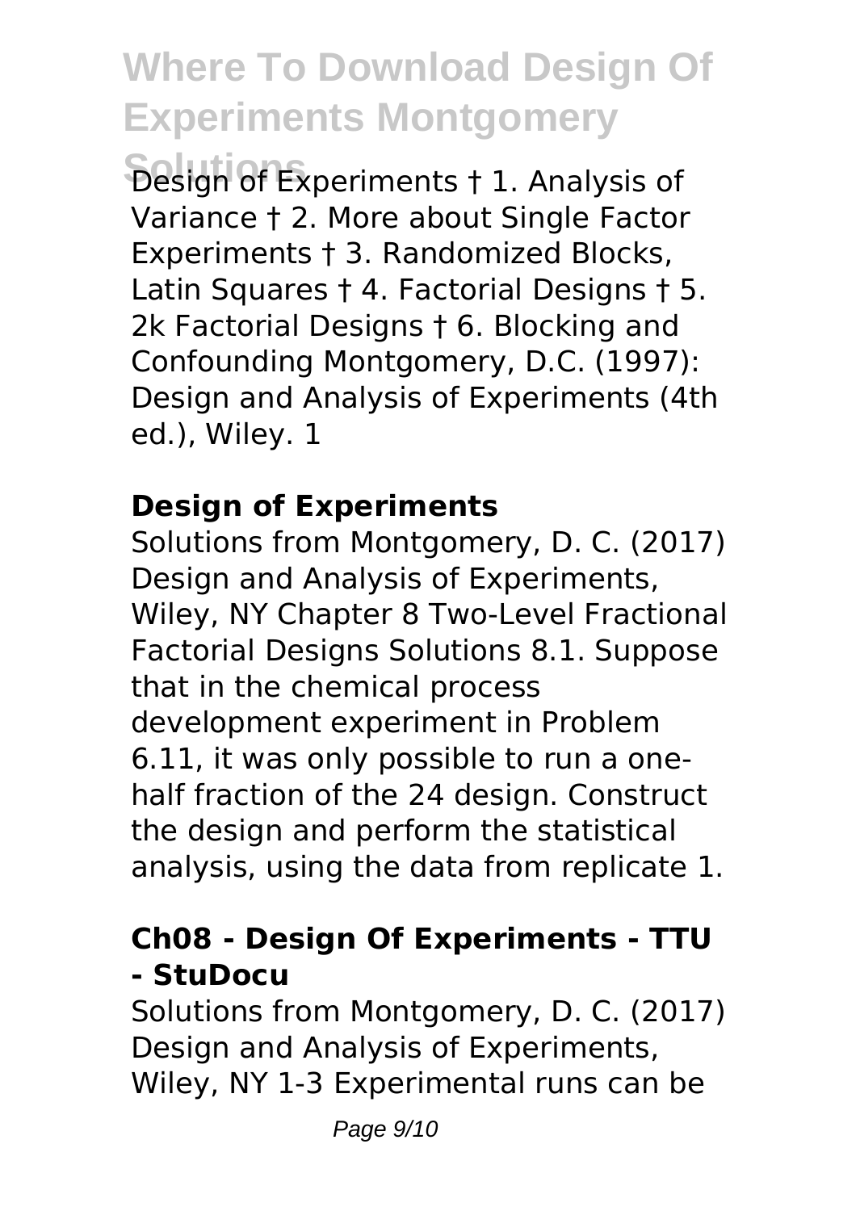Design of Experiments † 1. Analysis of Variance † 2. More about Single Factor Experiments † 3. Randomized Blocks, Latin Squares † 4. Factorial Designs † 5. 2k Factorial Designs † 6. Blocking and Confounding Montgomery, D.C. (1997): Design and Analysis of Experiments (4th ed.), Wiley. 1

### Design of Experiments

Solutions from Montgomery, D. C. (2017) Design and Analysis of Experiments, Wiley, NY Chapter 8 Two-Level Fractional Factorial Designs Solutions 8.1. Suppose that in the chemical process development experiment in Problem 6.11, it was only possible to run a one-half fraction of the 24 design. Construct the design and perform the statistical analysis, using the data from replicate 1.

### Ch08 - Design Of Experiments - TTU - StuDocu

Solutions from Montgomery, D. C. (2017) Design and Analysis of Experiments, Wiley, NY 1-3 Experimental runs can be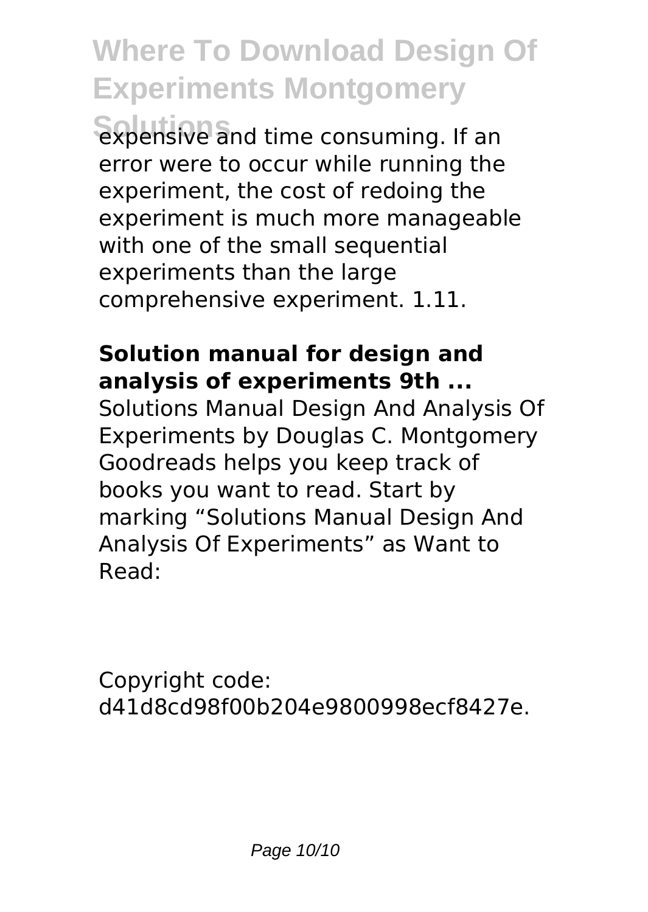expensive and time consuming. If an error were to occur while running the experiment, the cost of redoing the experiment is much more manageable with one of the small sequential experiments than the large comprehensive experiment. 1.11.

**Solution manual for design and analysis of experiments 9th ...**

Solutions Manual Design And Analysis Of Experiments by Douglas C. Montgomery Goodreads helps you keep track of books you want to read. Start by marking “Solutions Manual Design And Analysis Of Experiments” as Want to Read:

Copyright code: d41d8cd98f00b204e9800998ecf8427e.